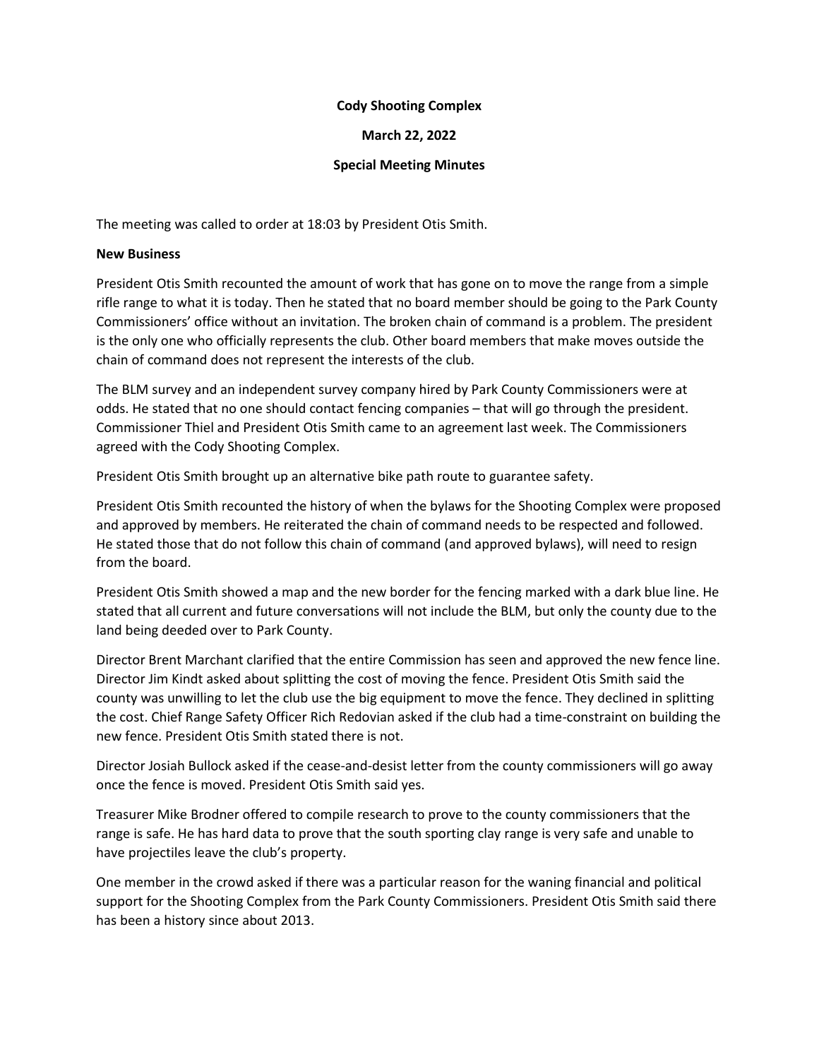**Cody Shooting Complex**

**March 22, 2022**

**Special Meeting Minutes**

The meeting was called to order at 18:03 by President Otis Smith.

**New Business**

President Otis Smith recounted the amount of work that has gone on to move the range from a simple rifle range to what it is today. Then he stated that no board member should be going to the Park County Commissioners' office without an invitation. The broken chain of command is a problem. The president is the only one who officially represents the club. Other board members that make moves outside the chain of command does not represent the interests of the club.

The BLM survey and an independent survey company hired by Park County Commissioners were at odds. He stated that no one should contact fencing companies – that will go through the president. Commissioner Thiel and President Otis Smith came to an agreement last week. The Commissioners agreed with the Cody Shooting Complex.

President Otis Smith brought up an alternative bike path route to guarantee safety.

President Otis Smith recounted the history of when the bylaws for the Shooting Complex were proposed and approved by members. He reiterated the chain of command needs to be respected and followed. He stated those that do not follow this chain of command (and approved bylaws), will need to resign from the board.

President Otis Smith showed a map and the new border for the fencing marked with a dark blue line. He stated that all current and future conversations will not include the BLM, but only the county due to the land being deeded over to Park County.

Director Brent Marchant clarified that the entire Commission has seen and approved the new fence line. Director Jim Kindt asked about splitting the cost of moving the fence. President Otis Smith said the county was unwilling to let the club use the big equipment to move the fence. They declined in splitting the cost. Chief Range Safety Officer Rich Redovian asked if the club had a time-constraint on building the new fence. President Otis Smith stated there is not.

Director Josiah Bullock asked if the cease-and-desist letter from the county commissioners will go away once the fence is moved. President Otis Smith said yes.

Treasurer Mike Brodner offered to compile research to prove to the county commissioners that the range is safe. He has hard data to prove that the south sporting clay range is very safe and unable to have projectiles leave the club's property.

One member in the crowd asked if there was a particular reason for the waning financial and political support for the Shooting Complex from the Park County Commissioners. President Otis Smith said there has been a history since about 2013.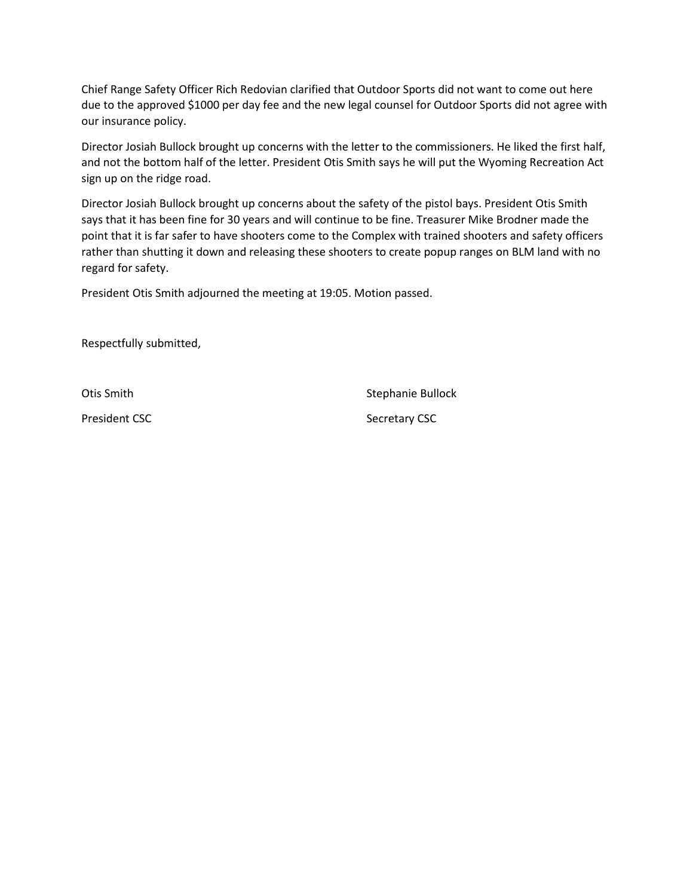Chief Range Safety Officer Rich Redovian clarified that Outdoor Sports did not want to come out here due to the approved $1000 per day fee and the new legal counsel for Outdoor Sports did not agree with our insurance policy.

Director Josiah Bullock brought up concerns with the letter to the commissioners. He liked the first half, and not the bottom half of the letter. President Otis Smith says he will put the Wyoming Recreation Act sign up on the ridge road.

Director Josiah Bullock brought up concerns about the safety of the pistol bays. President Otis Smith says that it has been fine for 30 years and will continue to be fine. Treasurer Mike Brodner made the point that it is far safer to have shooters come to the Complex with trained shooters and safety officers rather than shutting it down and releasing these shooters to create popup ranges on BLM land with no regard for safety.

President Otis Smith adjourned the meeting at 19:05. Motion passed.

Respectfully submitted,

Otis Smith
President CSC

Stephanie Bullock
Secretary CSC